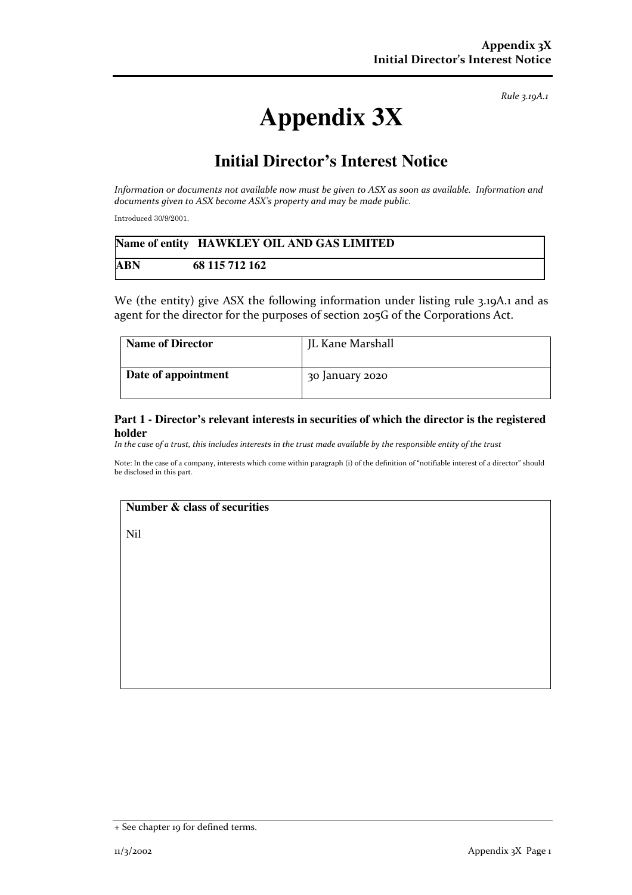*Rule 3.19A.1*

# Appendix 3X

## Initial Director's Interest Notice

*Information or documents not available now must be given to ASX as soon as available. Information and documents given to ASX become ASX's property and may be made public.*

Introduced 30/9/2001.

| **Name of entity** | **HAWKLEY OIL AND GAS LIMITED** |
|---|---|
| **ABN** | **68 115 712 162** |

We (the entity) give ASX the following information under listing rule 3.19A.1 and as agent for the director for the purposes of section 205G of the Corporations Act.

| **Name of Director** | JL Kane Marshall |
|---|---|
| **Date of appointment** | 30 January 2020 |

### Part 1 - Director's relevant interests in securities of which the director is the registered holder

*In the case of a trust, this includes interests in the trust made available by the responsible entity of the trust*

Note: In the case of a company, interests which come within paragraph (i) of the definition of "notifiable interest of a director" should be disclosed in this part.

| **Number & class of securities** |
|---|
| Nil |

+ See chapter 19 for defined terms.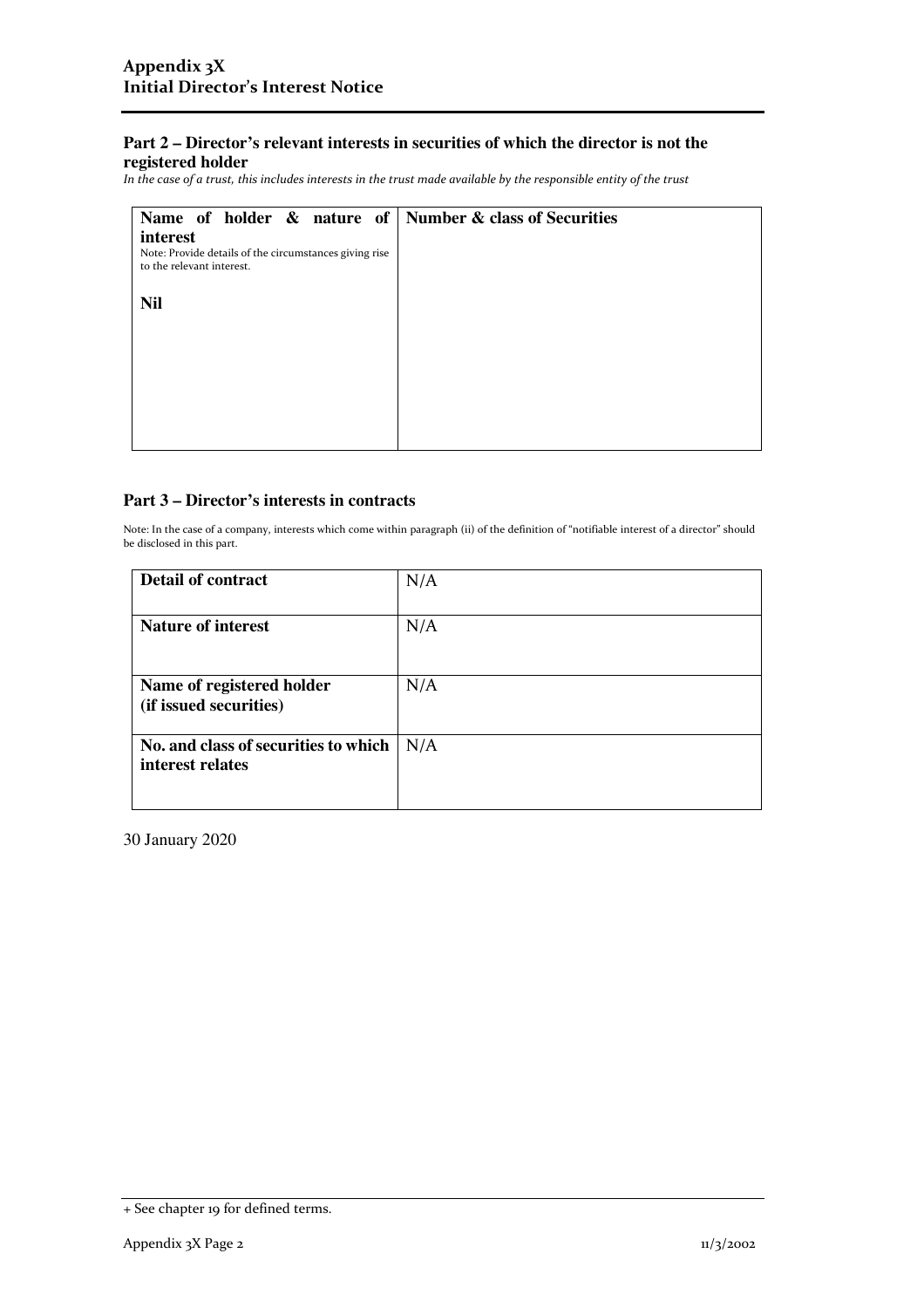## Part 2 – Director's relevant interests in securities of which the director is not the registered holder

*In the case of a trust, this includes interests in the trust made available by the responsible entity of the trust*

| Name of holder & nature of interest<br>Note: Provide details of the circumstances giving rise to the relevant interest. | Number & class of Securities |
|---|---|
| **Nil** | |

## Part 3 – Director's interests in contracts

Note: In the case of a company, interests which come within paragraph (ii) of the definition of "notifiable interest of a director" should be disclosed in this part.

| | |
|---|---|
| **Detail of contract** | N/A |
| **Nature of interest** | N/A |
| **Name of registered holder (if issued securities)** | N/A |
| **No. and class of securities to which interest relates** | N/A |

30 January 2020

+ See chapter 19 for defined terms.